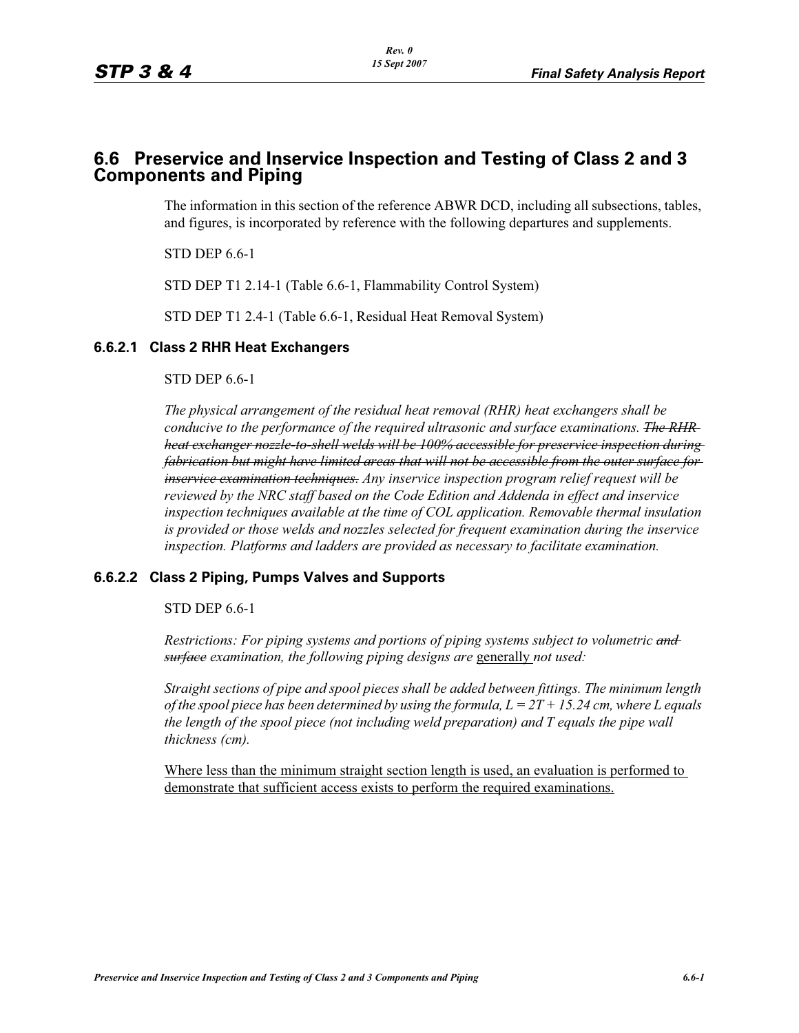## 6.6 Preservice and Inservice Inspection and Testing of Class 2 and 3 Components and Piping

The information in this section of the reference ABWR DCD, including all subsections, tables, and figures, is incorporated by reference with the following departures and supplements.

STD DEP 6.6-1

STD DEP T1 2.14-1 (Table 6.6-1, Flammability Control System)

STD DEP T1 2.4-1 (Table 6.6-1, Residual Heat Removal System)

### 6.6.2.1 Class 2 RHR Heat Exchangers

STD DEP 6.6-1

*The physical arrangement of the residual heat removal (RHR) heat exchangers shall be conducive to the performance of the required ultrasonic and surface examinations.* ~~*The RHR heat exchanger nozzle-to-shell welds will be 100% accessible for preservice inspection during fabrication but might have limited areas that will not be accessible from the outer surface for inservice examination techniques.*~~ *Any inservice inspection program relief request will be reviewed by the NRC staff based on the Code Edition and Addenda in effect and inservice inspection techniques available at the time of COL application. Removable thermal insulation is provided or those welds and nozzles selected for frequent examination during the inservice inspection. Platforms and ladders are provided as necessary to facilitate examination.*

### 6.6.2.2 Class 2 Piping, Pumps Valves and Supports

STD DEP 6.6-1

*Restrictions: For piping systems and portions of piping systems subject to volumetric* ~~*and surface*~~ *examination, the following piping designs are* <u>generally</u> *not used:*

*Straight sections of pipe and spool pieces shall be added between fittings. The minimum length of the spool piece has been determined by using the formula, $L = 2T + 15.24$ cm, where L equals the length of the spool piece (not including weld preparation) and T equals the pipe wall thickness (cm).*

<u>Where less than the minimum straight section length is used, an evaluation is performed to demonstrate that sufficient access exists to perform the required examinations.</u>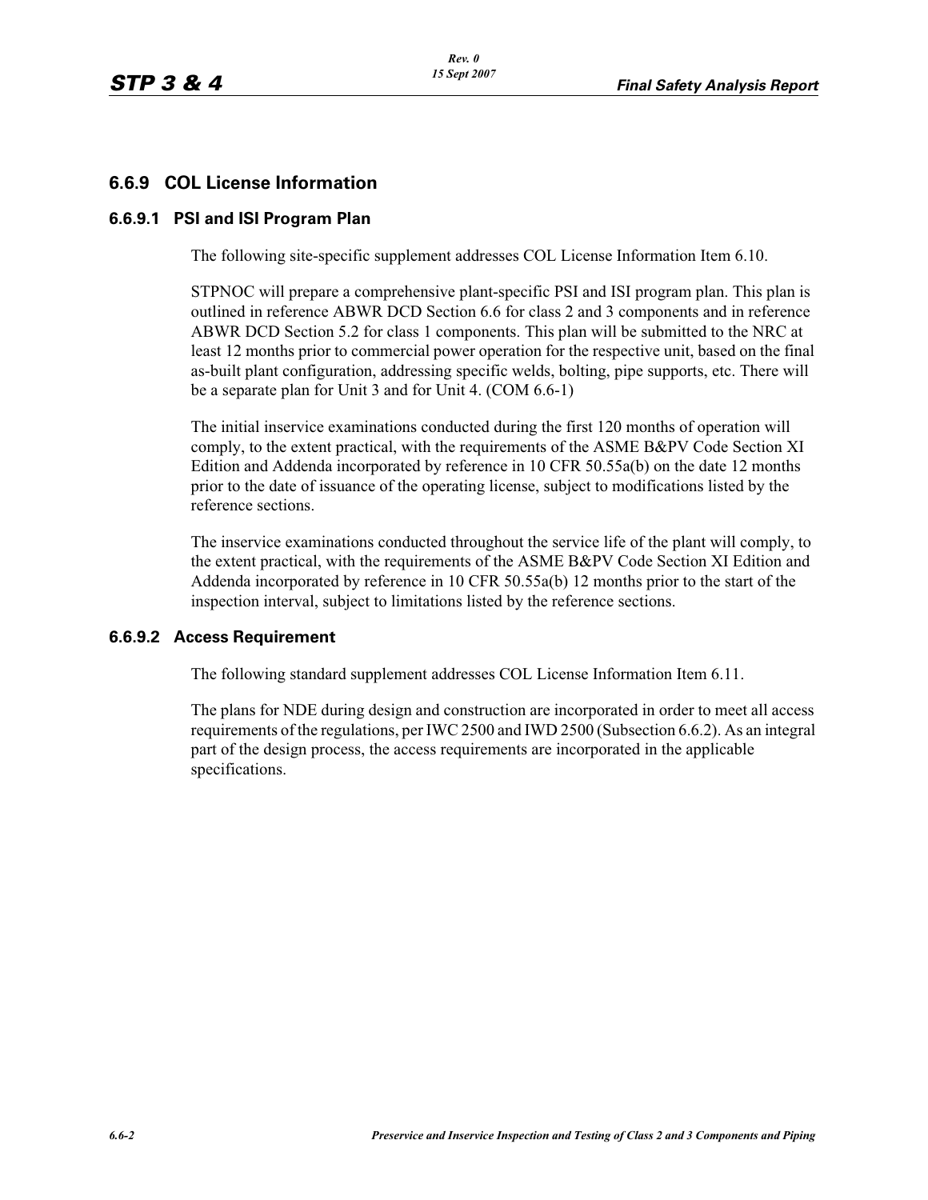## 6.6.9 COL License Information

### 6.6.9.1 PSI and ISI Program Plan

The following site-specific supplement addresses COL License Information Item 6.10.

STPNOC will prepare a comprehensive plant-specific PSI and ISI program plan. This plan is outlined in reference ABWR DCD Section 6.6 for class 2 and 3 components and in reference ABWR DCD Section 5.2 for class 1 components. This plan will be submitted to the NRC at least 12 months prior to commercial power operation for the respective unit, based on the final as-built plant configuration, addressing specific welds, bolting, pipe supports, etc. There will be a separate plan for Unit 3 and for Unit 4. (COM 6.6-1)

The initial inservice examinations conducted during the first 120 months of operation will comply, to the extent practical, with the requirements of the ASME B&PV Code Section XI Edition and Addenda incorporated by reference in 10 CFR 50.55a(b) on the date 12 months prior to the date of issuance of the operating license, subject to modifications listed by the reference sections.

The inservice examinations conducted throughout the service life of the plant will comply, to the extent practical, with the requirements of the ASME B&PV Code Section XI Edition and Addenda incorporated by reference in 10 CFR 50.55a(b) 12 months prior to the start of the inspection interval, subject to limitations listed by the reference sections.

### 6.6.9.2 Access Requirement

The following standard supplement addresses COL License Information Item 6.11.

The plans for NDE during design and construction are incorporated in order to meet all access requirements of the regulations, per IWC 2500 and IWD 2500 (Subsection 6.6.2). As an integral part of the design process, the access requirements are incorporated in the applicable specifications.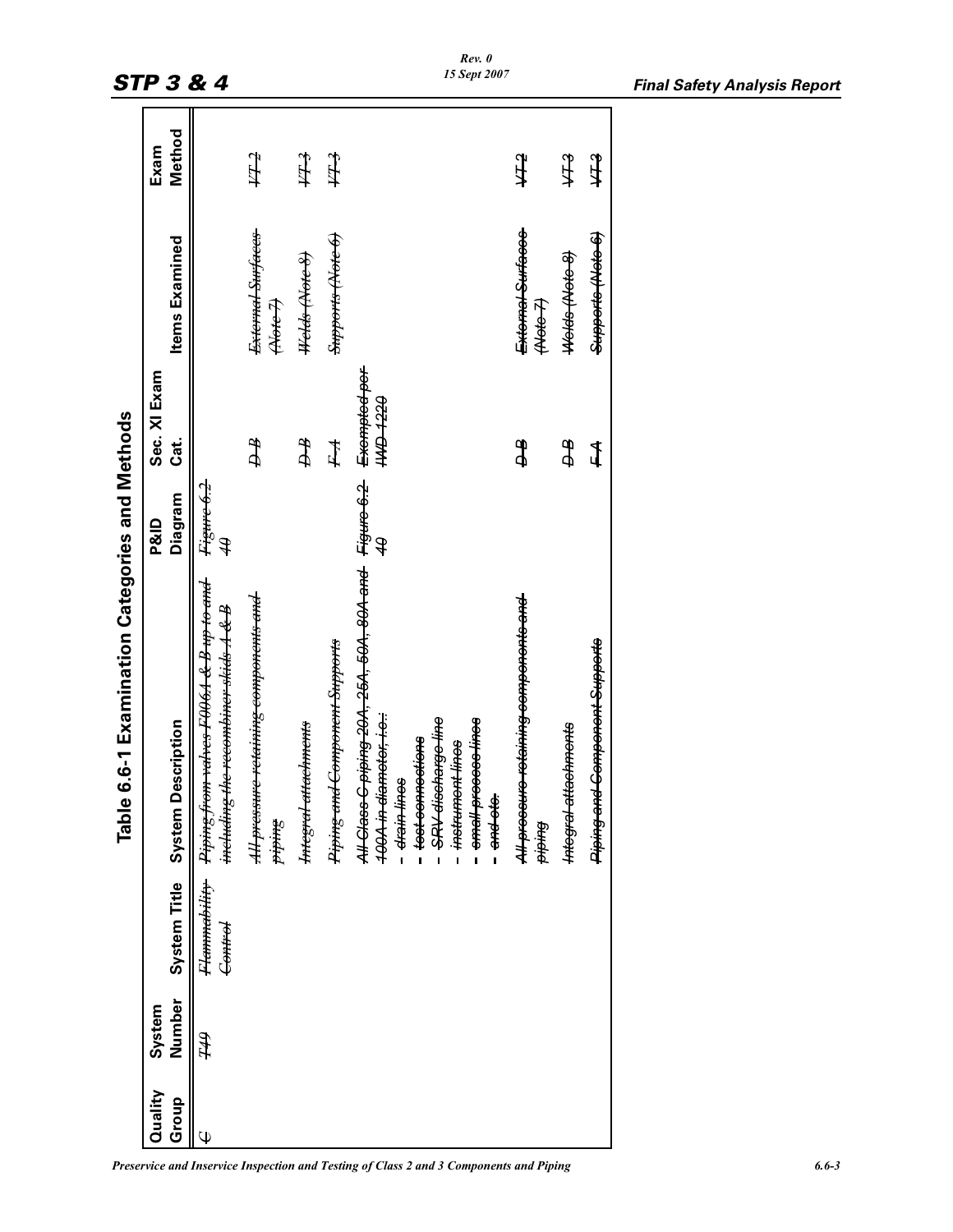## Table 6.6-1 Examination Categories and Methods

| Quality Group | System Number | System Title | System Description | P&ID Diagram | Sec. XI Exam Cat. | Items Examined | Exam Method |
|---|---|---|---|---|---|---|---|
| ~~C~~ | ~~T49~~ | ~~Flammability Control~~ | ~~Piping from valves F006A & B up to and including the recombiner skids A & B~~ | ~~Figure 6.2-40~~ | | | |
| | | | ~~All pressure retaining components and piping~~ | | ~~D-B~~ | ~~External Surfaces (Note 7)~~ | ~~VT-2~~ |
| | | | ~~Integral attachments~~ | | ~~D-B~~ | ~~Welds (Note 8)~~ | ~~VT-3~~ |
| | | | ~~Piping and Component Supports~~ | | ~~F-A~~ | ~~Supports (Note 6)~~ | ~~VT-3~~ |
| | | | ~~All Class C piping 20A, 25A, 50A, 80A and 100A in diameter, i.e.:<br>- drain lines<br>- test connections<br>- SRV discharge line<br>- instrument lines<br>- small process lines<br>- and etc.~~ | ~~Figure 6.2-40~~ | ~~Exempted per IWD-1220~~ | | |
| | | | ~~All pressure retaining components and piping~~ | | ~~D-B~~ | ~~External Surfaces (Note 7)~~ | ~~VT-2~~ |
| | | | ~~Integral attachments~~ | | ~~D-B~~ | ~~Welds (Note 8)~~ | ~~VT-3~~ |
| | | | ~~Piping and Component Supports~~ | | ~~F-A~~ | ~~Supports (Note 6)~~ | ~~VT-3~~ |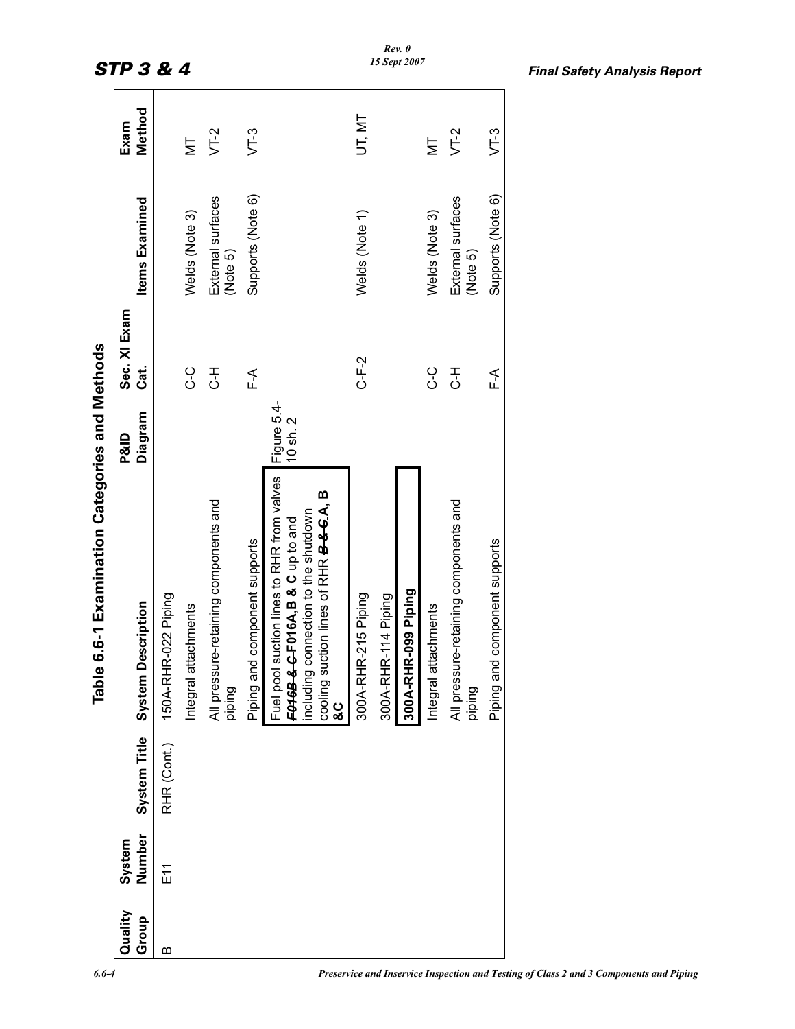Table 6.6-1 Examination Categories and Methods

| Quality Group | System Number | System Title | System Description | P&ID Diagram | Sec. XI Exam Cat. | Items Examined | Exam Method |
|---|---|---|---|---|---|---|---|
| B | E11 | RHR (Cont.) | 150A-RHR-022 Piping | | | | |
| | | | Integral attachments | | C-C | Welds (Note 3) | MT |
| | | | All pressure-retaining components and piping | | C-H | External surfaces (Note 5) | VT-2 |
| | | | Piping and component supports | | F-A | Supports (Note 6) | VT-3 |
| | | | Fuel pool suction lines to RHR from valves ~~F016B & C~~ **F016A,B & C** up to and including connection to the shutdown cooling suction lines of RHR ~~B & C~~ **A, B &C** | Figure 5.4-10 sh. 2 | | | |
| | | | 300A-RHR-215 Piping | | C-F-2 | Welds (Note 1) | UT, MT |
| | | | 300A-RHR-114 Piping | | | | |
| | | | **300A-RHR-099 Piping** | | | | |
| | | | Integral attachments | | C-C | Welds (Note 3) | MT |
| | | | All pressure-retaining components and piping | | C-H | External surfaces (Note 5) | VT-2 |
| | | | Piping and component supports | | F-A | Supports (Note 6) | VT-3 |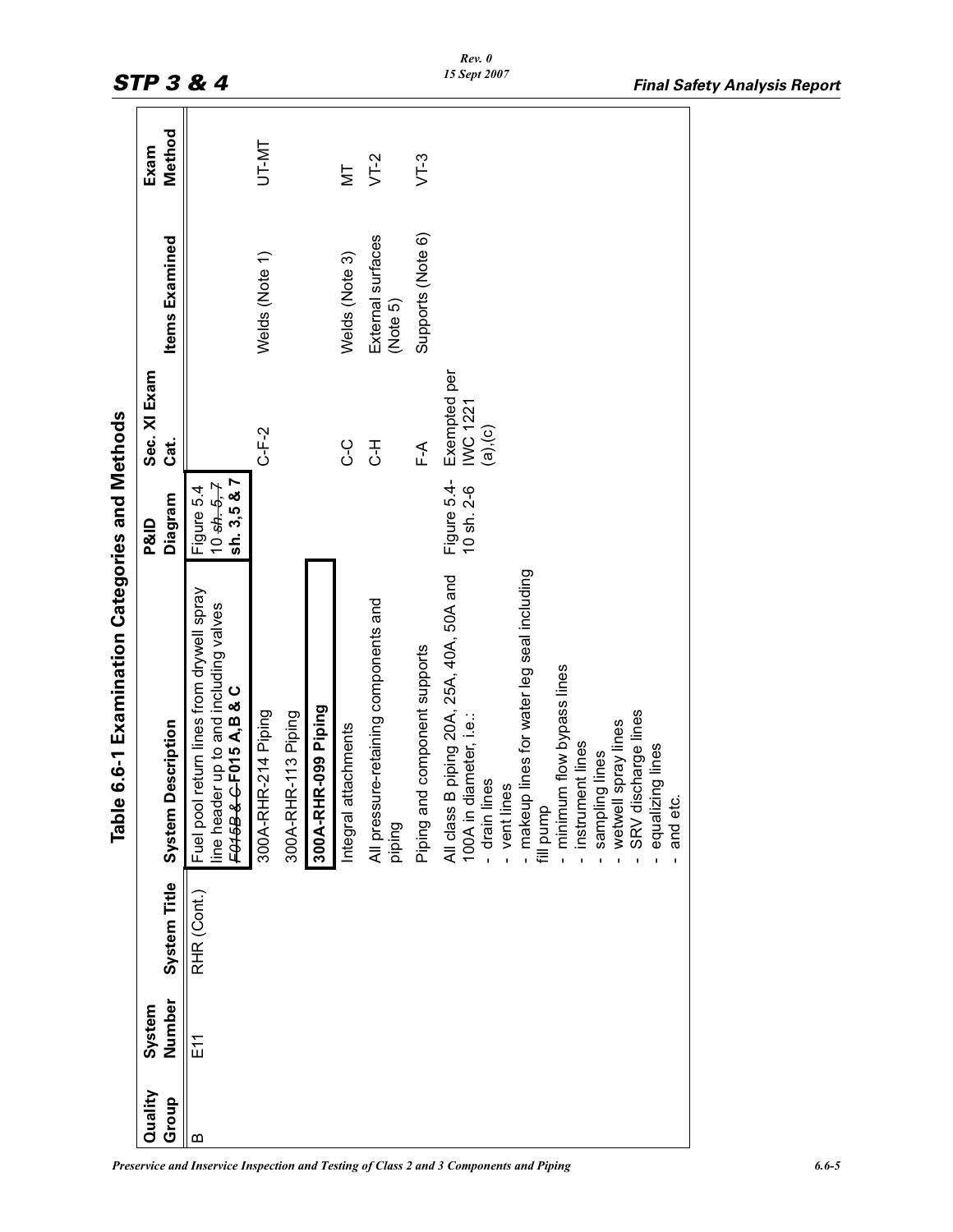## Table 6.6-1 Examination Categories and Methods

| Quality Group | System Number | System Title | System Description | P&ID Diagram | Sec. XI Exam Cat. | Items Examined | Exam Method |
|---|---|---|---|---|---|---|---|
| B | E11 | RHR (Cont.) | Fuel pool return lines from drywell spray line header up to and including valves ~~F015B & C~~ **F015 A,B & C** | Figure 5.4 10 ~~sh. 5, 7~~ **sh. 3,5 & 7** | | | |
| | | | 300A-RHR-214 Piping | | C-F-2 | Welds (Note 1) | UT-MT |
| | | | 300A-RHR-113 Piping | | | | |
| | | | **300A-RHR-099 Piping** | | | | |
| | | | Integral attachments | | C-C | Welds (Note 3) | MT |
| | | | All pressure-retaining components and piping | | C-H | External surfaces (Note 5) | VT-2 |
| | | | Piping and component supports | | F-A | Supports (Note 6) | VT-3 |
| | | | All class B piping 20A, 25A, 40A, 50A and 100A in diameter, i.e.:<br>- drain lines<br>- vent lines<br>- makeup lines for water leg seal including fill pump<br>- minimum flow bypass lines<br>- instrument lines<br>- sampling lines<br>- wetwell spray lines<br>- SRV discharge lines<br>- equalizing lines<br>- and etc. | Figure 5.4-10 sh. 2-6 | Exempted per IWC 1221 (a),(c) | | |